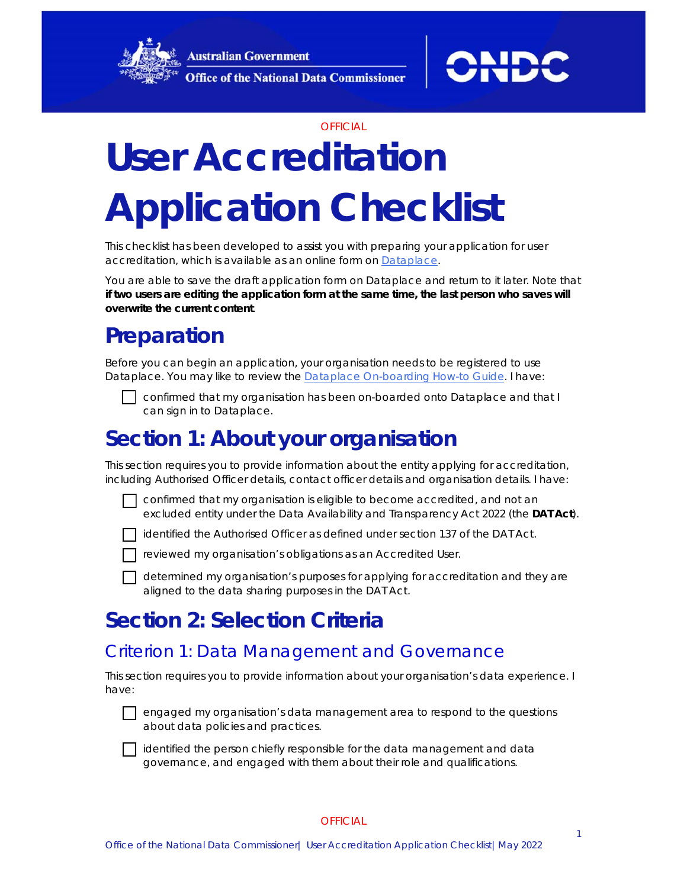OFFICIAL

# User Accreditation Application Checklist

This checklist has been developed to assist you with preparing your application for user accreditation, which is available as an online form on [Dataplace](Dataplace).

You are able to save the draft application form on Dataplace and return to it later. Note that **if two users are editing the application form at the same time, the last person who saves will overwrite the current content**.

## Preparation

Before you can begin an application, your organisation needs to be registered to use Dataplace. You may like to review the [Dataplace On-boarding How-to Guide](Dataplace On-boarding How-to Guide). I have:

- [ ] confirmed that my organisation has been on-boarded onto Dataplace and that I can sign in to Dataplace.

## Section 1: About your organisation

This section requires you to provide information about the entity applying for accreditation, including Authorised Officer details, contact officer details and organisation details. I have:

- [ ] confirmed that my organisation is eligible to become accredited, and not an excluded entity under the Data Availability and Transparency Act 2022 (the **DATAct**).
- [ ] identified the Authorised Officer as defined under section 137 of the DATAct.
- [ ] reviewed my organisation's obligations as an Accredited User.
- [ ] determined my organisation's purposes for applying for accreditation and they are aligned to the data sharing purposes in the DATAct.

## Section 2: Selection Criteria

### Criterion 1: Data Management and Governance

This section requires you to provide information about your organisation's data experience. I have:

- [ ] engaged my organisation's data management area to respond to the questions about data policies and practices.
- [ ] identified the person chiefly responsible for the data management and data governance, and engaged with them about their role and qualifications.

OFFICIAL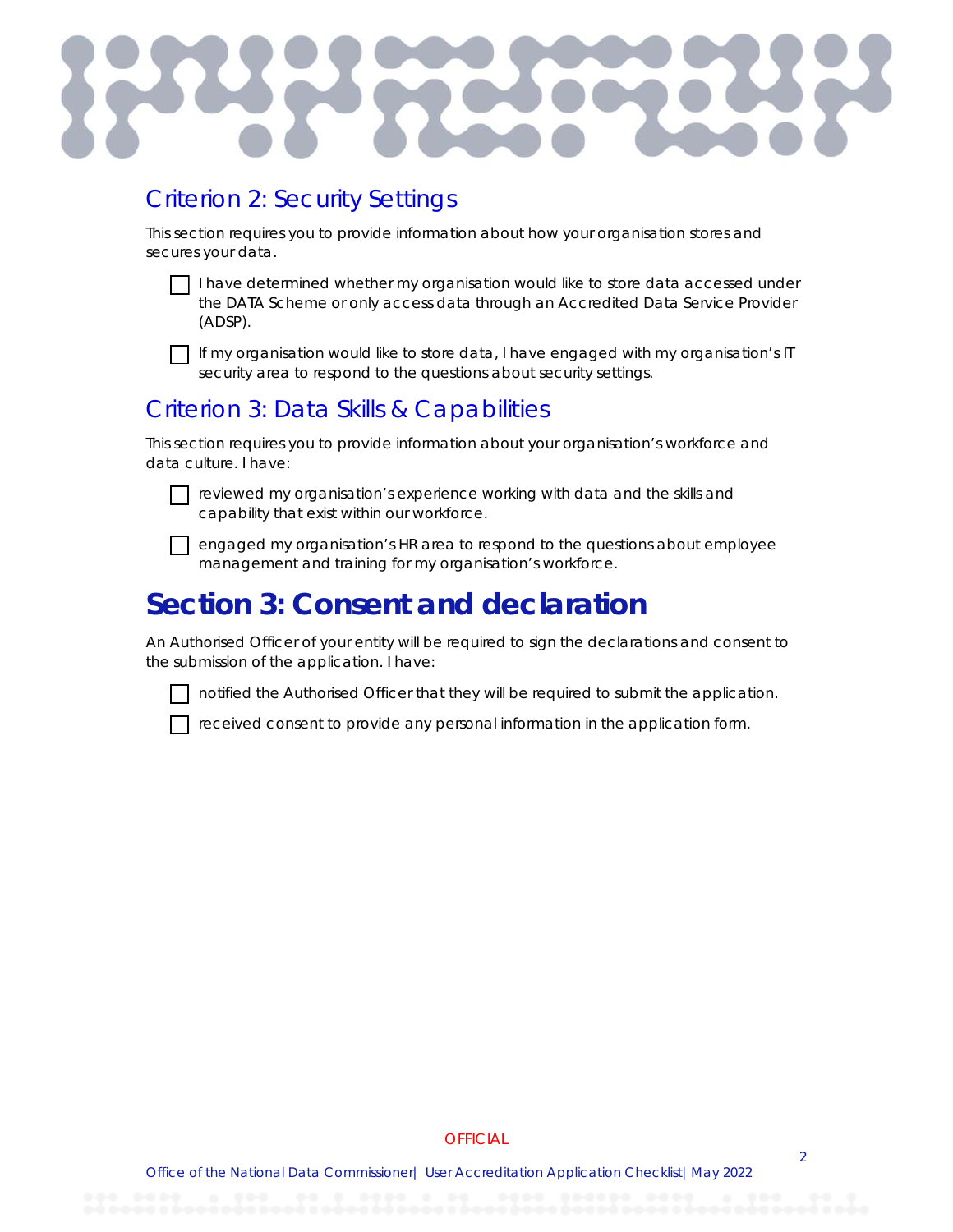## Criterion 2: Security Settings

This section requires you to provide information about how your organisation stores and secures your data.

- [ ] I have determined whether my organisation would like to store data accessed under the DATA Scheme or only access data through an Accredited Data Service Provider (ADSP).
- [ ] If my organisation would like to store data, I have engaged with my organisation's IT security area to respond to the questions about security settings.

## Criterion 3: Data Skills & Capabilities

This section requires you to provide information about your organisation's workforce and data culture. I have:

- [ ] reviewed my organisation's experience working with data and the skills and capability that exist within our workforce.
- [ ] engaged my organisation's HR area to respond to the questions about employee management and training for my organisation's workforce.

# Section 3: Consent and declaration

An Authorised Officer of your entity will be required to sign the declarations and consent to the submission of the application. I have:

- [ ] notified the Authorised Officer that they will be required to submit the application.
- [ ] received consent to provide any personal information in the application form.